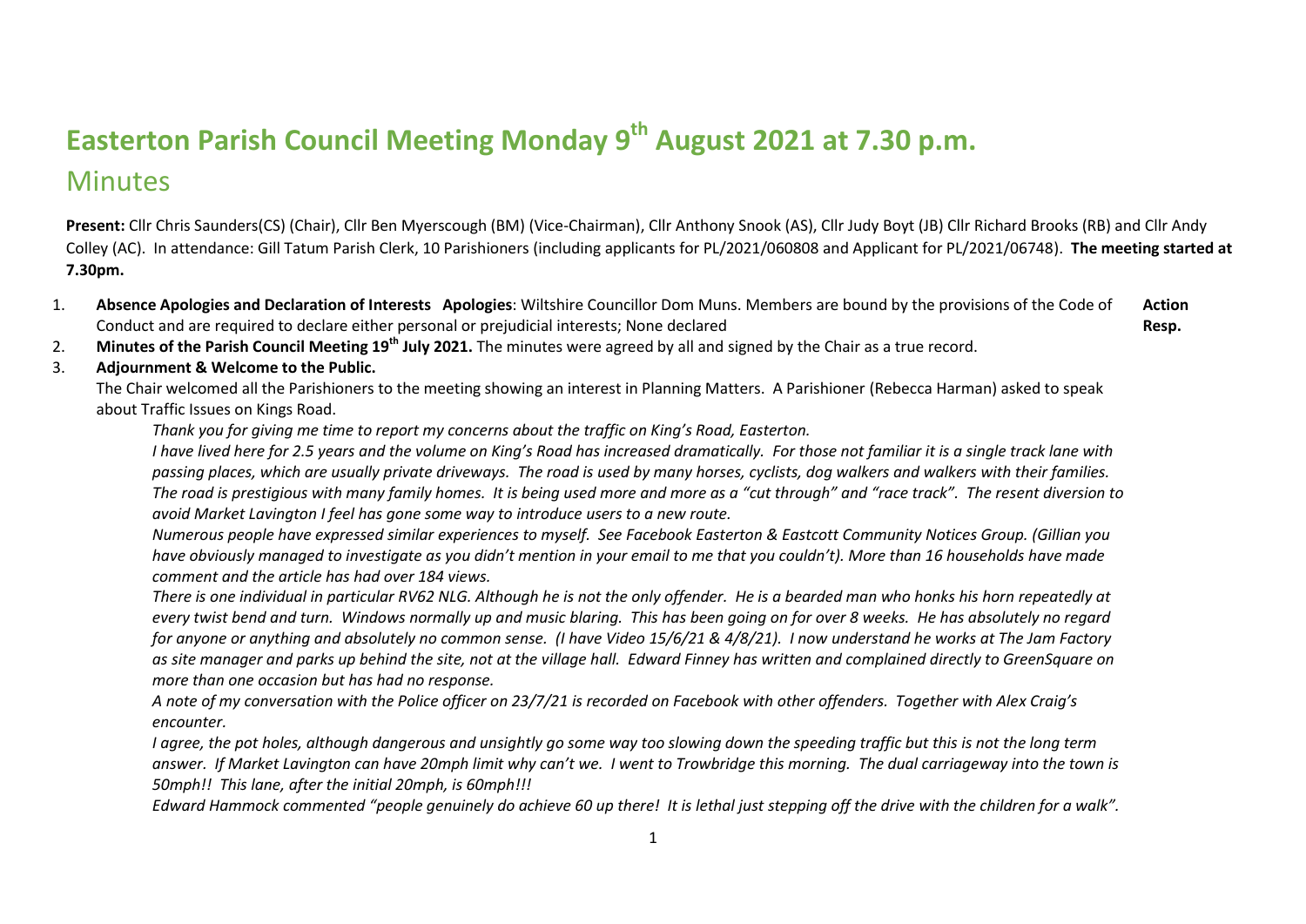# Easterton Parish Council Meeting Monday 9th August 2021 at 7.30 p.m.

## Minutes

**Present:** Cllr Chris Saunders(CS) (Chair), Cllr Ben Myerscough (BM) (Vice-Chairman), Cllr Anthony Snook (AS), Cllr Judy Boyt (JB) Cllr Richard Brooks (RB) and Cllr Andy Colley (AC). In attendance: Gill Tatum Parish Clerk, 10 Parishioners (including applicants for PL/2021/060808 and Applicant for PL/2021/06748). **The meeting started at 7.30pm.**

**Action Resp.**

1. **Absence Apologies and Declaration of Interests Apologies**: Wiltshire Councillor Dom Muns. Members are bound by the provisions of the Code of Conduct and are required to declare either personal or prejudicial interests; None declared
2. **Minutes of the Parish Council Meeting 19th July 2021.** The minutes were agreed by all and signed by the Chair as a true record.
3. **Adjournment & Welcome to the Public.**

   The Chair welcomed all the Parishioners to the meeting showing an interest in Planning Matters. A Parishioner (Rebecca Harman) asked to speak about Traffic Issues on Kings Road.

   *Thank you for giving me time to report my concerns about the traffic on King's Road, Easterton.*

   *I have lived here for 2.5 years and the volume on King's Road has increased dramatically. For those not familiar it is a single track lane with passing places, which are usually private driveways. The road is used by many horses, cyclists, dog walkers and walkers with their families. The road is prestigious with many family homes. It is being used more and more as a "cut through" and "race track". The resent diversion to avoid Market Lavington I feel has gone some way to introduce users to a new route.*

   *Numerous people have expressed similar experiences to myself. See Facebook Easterton & Eastcott Community Notices Group. (Gillian you have obviously managed to investigate as you didn't mention in your email to me that you couldn't). More than 16 households have made comment and the article has had over 184 views.*

   *There is one individual in particular RV62 NLG. Although he is not the only offender. He is a bearded man who honks his horn repeatedly at every twist bend and turn. Windows normally up and music blaring. This has been going on for over 8 weeks. He has absolutely no regard for anyone or anything and absolutely no common sense. (I have Video 15/6/21 & 4/8/21). I now understand he works at The Jam Factory as site manager and parks up behind the site, not at the village hall. Edward Finney has written and complained directly to GreenSquare on more than one occasion but has had no response.*

   *A note of my conversation with the Police officer on 23/7/21 is recorded on Facebook with other offenders. Together with Alex Craig's encounter.*

   *I agree, the pot holes, although dangerous and unsightly go some way too slowing down the speeding traffic but this is not the long term answer. If Market Lavington can have 20mph limit why can't we. I went to Trowbridge this morning. The dual carriageway into the town is 50mph!! This lane, after the initial 20mph, is 60mph!!!*

   *Edward Hammock commented "people genuinely do achieve 60 up there! It is lethal just stepping off the drive with the children for a walk".*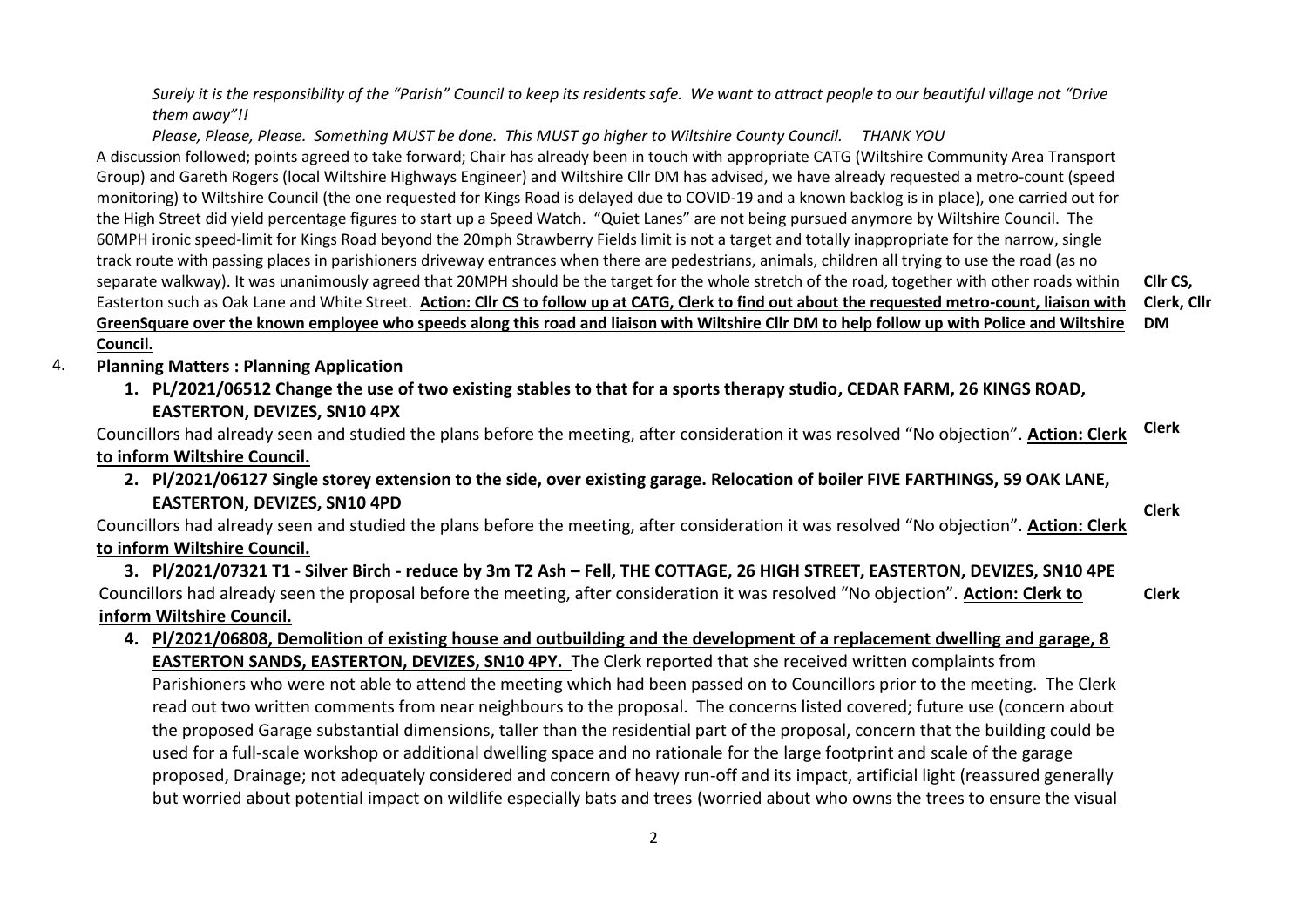*Surely it is the responsibility of the "Parish" Council to keep its residents safe. We want to attract people to our beautiful village not "Drive them away"!!*

*Please, Please, Please. Something MUST be done. This MUST go higher to Wiltshire County Council. THANK YOU*

A discussion followed; points agreed to take forward; Chair has already been in touch with appropriate CATG (Wiltshire Community Area Transport Group) and Gareth Rogers (local Wiltshire Highways Engineer) and Wiltshire Cllr DM has advised, we have already requested a metro-count (speed monitoring) to Wiltshire Council (the one requested for Kings Road is delayed due to COVID-19 and a known backlog is in place), one carried out for the High Street did yield percentage figures to start up a Speed Watch. "Quiet Lanes" are not being pursued anymore by Wiltshire Council. The 60MPH ironic speed-limit for Kings Road beyond the 20mph Strawberry Fields limit is not a target and totally inappropriate for the narrow, single track route with passing places in parishioners driveway entrances when there are pedestrians, animals, children all trying to use the road (as no separate walkway). It was unanimously agreed that 20MPH should be the target for the whole stretch of the road, together with other roads within Easterton such as Oak Lane and White Street. **<u>Action: Cllr CS to follow up at CATG, Clerk to find out about the requested metro-count, liaison with GreenSquare over the known employee who speeds along this road and liaison with Wiltshire Cllr DM to help follow up with Police and Wiltshire Council.</u>** **Cllr CS, Clerk, Cllr DM**

4. **Planning Matters : Planning Application**

   1. **PL/2021/06512 Change the use of two existing stables to that for a sports therapy studio, CEDAR FARM, 26 KINGS ROAD, EASTERTON, DEVIZES, SN10 4PX**

   Councillors had already seen and studied the plans before the meeting, after consideration it was resolved "No objection". **<u>Action: Clerk to inform Wiltshire Council.</u>** **Clerk**

   2. **Pl/2021/06127 Single storey extension to the side, over existing garage. Relocation of boiler FIVE FARTHINGS, 59 OAK LANE, EASTERTON, DEVIZES, SN10 4PD**

   Councillors had already seen and studied the plans before the meeting, after consideration it was resolved "No objection". **<u>Action: Clerk to inform Wiltshire Council.</u>** **Clerk**

   3. **Pl/2021/07321 T1 - Silver Birch - reduce by 3m T2 Ash – Fell, THE COTTAGE, 26 HIGH STREET, EASTERTON, DEVIZES, SN10 4PE**

   Councillors had already seen the proposal before the meeting, after consideration it was resolved "No objection". **<u>Action: Clerk to inform Wiltshire Council.</u>** **Clerk**

   4. **<u>Pl/2021/06808, Demolition of existing house and outbuilding and the development of a replacement dwelling and garage, 8 EASTERTON SANDS, EASTERTON, DEVIZES, SN10 4PY.</u>** The Clerk reported that she received written complaints from Parishioners who were not able to attend the meeting which had been passed on to Councillors prior to the meeting. The Clerk read out two written comments from near neighbours to the proposal. The concerns listed covered; future use (concern about the proposed Garage substantial dimensions, taller than the residential part of the proposal, concern that the building could be used for a full-scale workshop or additional dwelling space and no rationale for the large footprint and scale of the garage proposed, Drainage; not adequately considered and concern of heavy run-off and its impact, artificial light (reassured generally but worried about potential impact on wildlife especially bats and trees (worried about who owns the trees to ensure the visual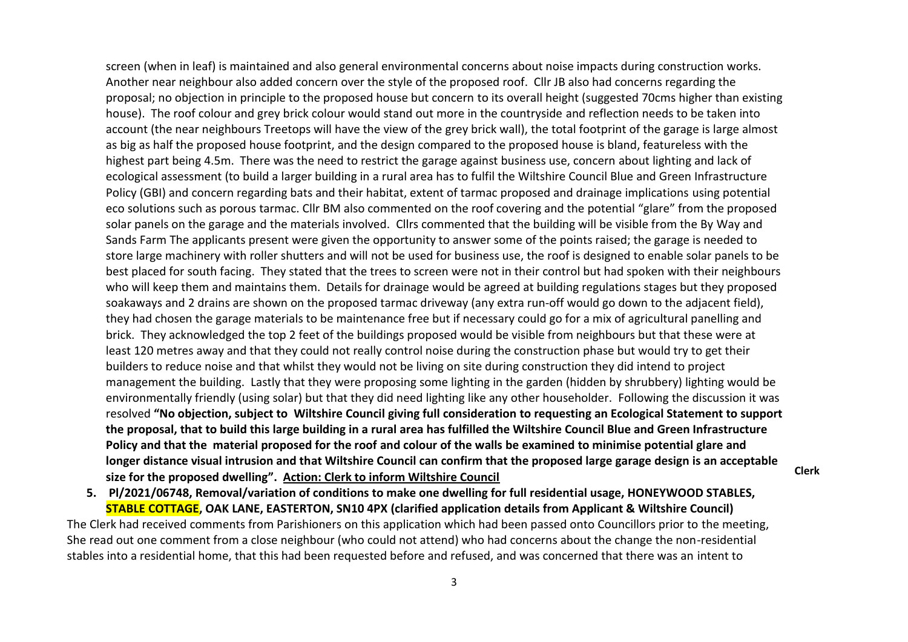screen (when in leaf) is maintained and also general environmental concerns about noise impacts during construction works. Another near neighbour also added concern over the style of the proposed roof. Cllr JB also had concerns regarding the proposal; no objection in principle to the proposed house but concern to its overall height (suggested 70cms higher than existing house). The roof colour and grey brick colour would stand out more in the countryside and reflection needs to be taken into account (the near neighbours Treetops will have the view of the grey brick wall), the total footprint of the garage is large almost as big as half the proposed house footprint, and the design compared to the proposed house is bland, featureless with the highest part being 4.5m. There was the need to restrict the garage against business use, concern about lighting and lack of ecological assessment (to build a larger building in a rural area has to fulfil the Wiltshire Council Blue and Green Infrastructure Policy (GBI) and concern regarding bats and their habitat, extent of tarmac proposed and drainage implications using potential eco solutions such as porous tarmac. Cllr BM also commented on the roof covering and the potential "glare" from the proposed solar panels on the garage and the materials involved. Cllrs commented that the building will be visible from the By Way and Sands Farm The applicants present were given the opportunity to answer some of the points raised; the garage is needed to store large machinery with roller shutters and will not be used for business use, the roof is designed to enable solar panels to be best placed for south facing. They stated that the trees to screen were not in their control but had spoken with their neighbours who will keep them and maintains them. Details for drainage would be agreed at building regulations stages but they proposed soakaways and 2 drains are shown on the proposed tarmac driveway (any extra run-off would go down to the adjacent field), they had chosen the garage materials to be maintenance free but if necessary could go for a mix of agricultural panelling and brick. They acknowledged the top 2 feet of the buildings proposed would be visible from neighbours but that these were at least 120 metres away and that they could not really control noise during the construction phase but would try to get their builders to reduce noise and that whilst they would not be living on site during construction they did intend to project management the building. Lastly that they were proposing some lighting in the garden (hidden by shrubbery) lighting would be environmentally friendly (using solar) but that they did need lighting like any other householder. Following the discussion it was resolved **"No objection, subject to Wiltshire Council giving full consideration to requesting an Ecological Statement to support the proposal, that to build this large building in a rural area has fulfilled the Wiltshire Council Blue and Green Infrastructure Policy and that the material proposed for the roof and colour of the walls be examined to minimise potential glare and longer distance visual intrusion and that Wiltshire Council can confirm that the proposed large garage design is an acceptable size for the proposed dwelling". Action: Clerk to inform Wiltshire Council** **Clerk**

5. **Pl/2021/06748, Removal/variation of conditions to make one dwelling for full residential usage, HONEYWOOD STABLES, STABLE COTTAGE, OAK LANE, EASTERTON, SN10 4PX (clarified application details from Applicant & Wiltshire Council)**

The Clerk had received comments from Parishioners on this application which had been passed onto Councillors prior to the meeting, She read out one comment from a close neighbour (who could not attend) who had concerns about the change the non-residential stables into a residential home, that this had been requested before and refused, and was concerned that there was an intent to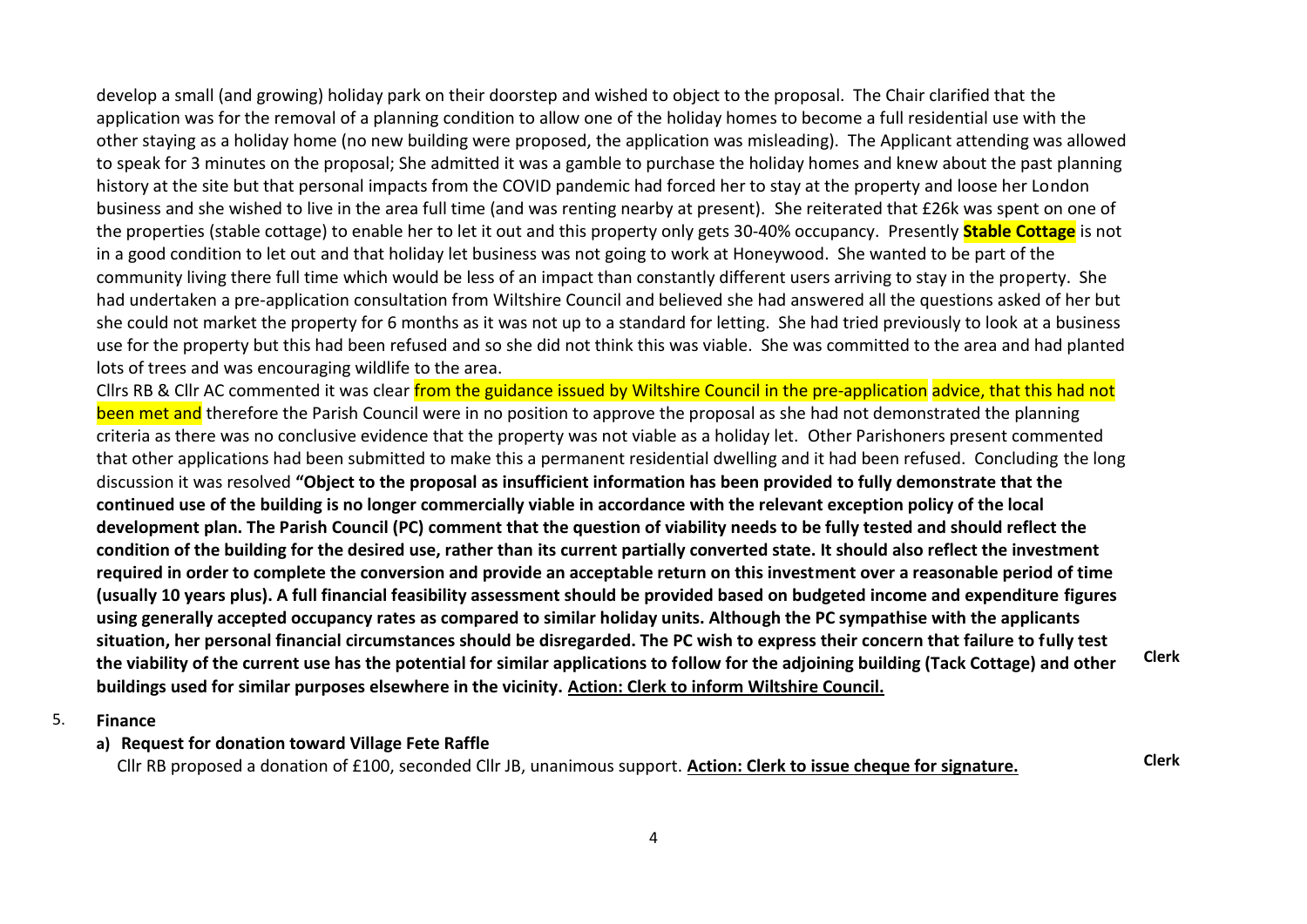develop a small (and growing) holiday park on their doorstep and wished to object to the proposal. The Chair clarified that the application was for the removal of a planning condition to allow one of the holiday homes to become a full residential use with the other staying as a holiday home (no new building were proposed, the application was misleading). The Applicant attending was allowed to speak for 3 minutes on the proposal; She admitted it was a gamble to purchase the holiday homes and knew about the past planning history at the site but that personal impacts from the COVID pandemic had forced her to stay at the property and loose her London business and she wished to live in the area full time (and was renting nearby at present). She reiterated that £26k was spent on one of the properties (stable cottage) to enable her to let it out and this property only gets 30-40% occupancy. Presently **Stable Cottage** is not in a good condition to let out and that holiday let business was not going to work at Honeywood. She wanted to be part of the community living there full time which would be less of an impact than constantly different users arriving to stay in the property. She had undertaken a pre-application consultation from Wiltshire Council and believed she had answered all the questions asked of her but she could not market the property for 6 months as it was not up to a standard for letting. She had tried previously to look at a business use for the property but this had been refused and so she did not think this was viable. She was committed to the area and had planted lots of trees and was encouraging wildlife to the area.

Cllrs RB & Cllr AC commented it was clear from the guidance issued by Wiltshire Council in the pre-application advice, that this had not been met and therefore the Parish Council were in no position to approve the proposal as she had not demonstrated the planning criteria as there was no conclusive evidence that the property was not viable as a holiday let. Other Parishoners present commented that other applications had been submitted to make this a permanent residential dwelling and it had been refused. Concluding the long discussion it was resolved **"Object to the proposal as insufficient information has been provided to fully demonstrate that the continued use of the building is no longer commercially viable in accordance with the relevant exception policy of the local development plan. The Parish Council (PC) comment that the question of viability needs to be fully tested and should reflect the condition of the building for the desired use, rather than its current partially converted state. It should also reflect the investment required in order to complete the conversion and provide an acceptable return on this investment over a reasonable period of time (usually 10 years plus). A full financial feasibility assessment should be provided based on budgeted income and expenditure figures using generally accepted occupancy rates as compared to similar holiday units. Although the PC sympathise with the applicants situation, her personal financial circumstances should be disregarded. The PC wish to express their concern that failure to fully test the viability of the current use has the potential for similar applications to follow for the adjoining building (Tack Cottage) and other buildings used for similar purposes elsewhere in the vicinity. Action: Clerk to inform Wiltshire Council.** **Clerk**

5. **Finance**

**a) Request for donation toward Village Fete Raffle**

Cllr RB proposed a donation of £100, seconded Cllr JB, unanimous support. **Action: Clerk to issue cheque for signature.** **Clerk**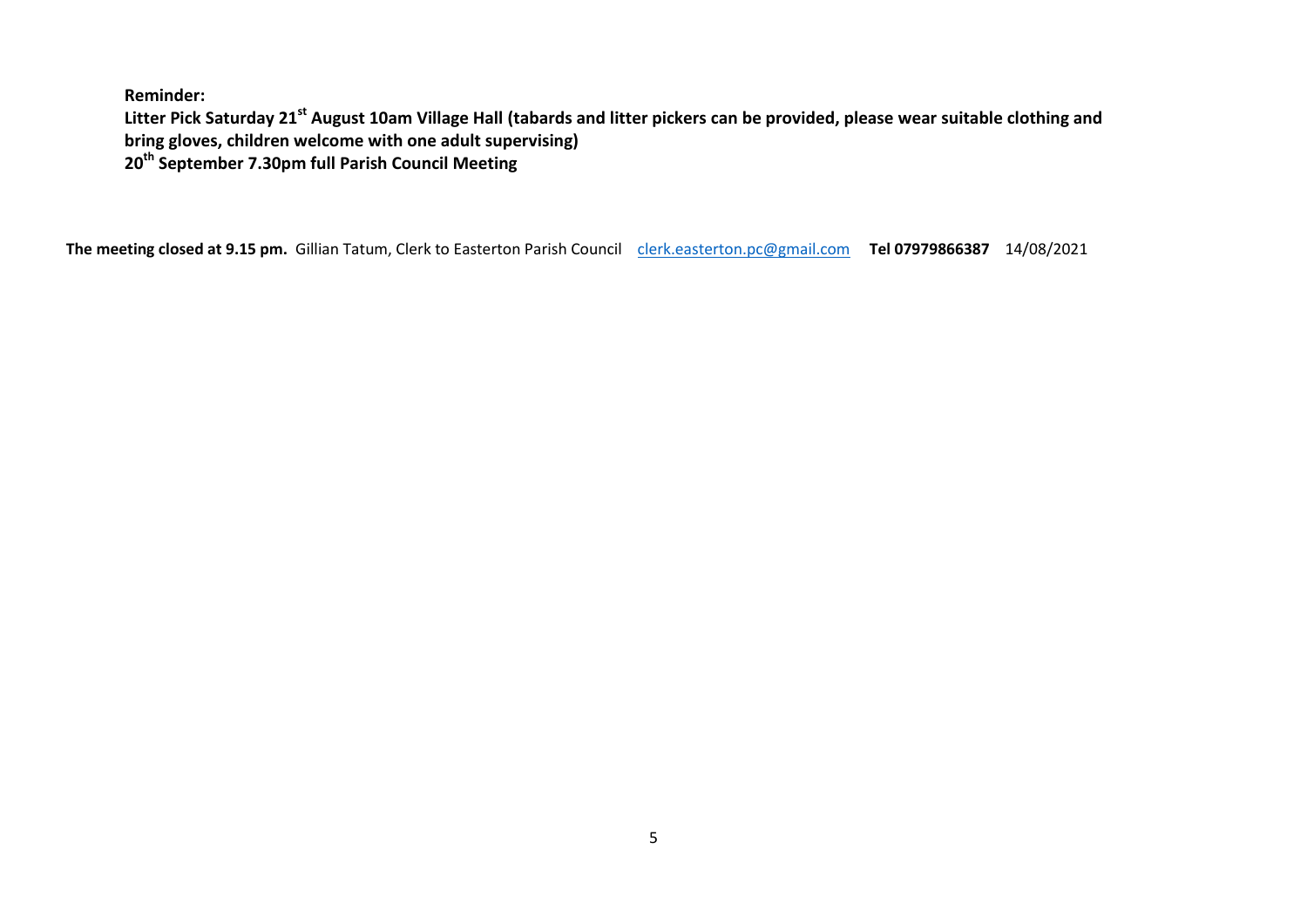**Reminder:**

**Litter Pick Saturday 21st August 10am Village Hall (tabards and litter pickers can be provided, please wear suitable clothing and bring gloves, children welcome with one adult supervising)**

**20th September 7.30pm full Parish Council Meeting**

**The meeting closed at 9.15 pm.** Gillian Tatum, Clerk to Easterton Parish Council clerk.easterton.pc@gmail.com **Tel 07979866387** 14/08/2021